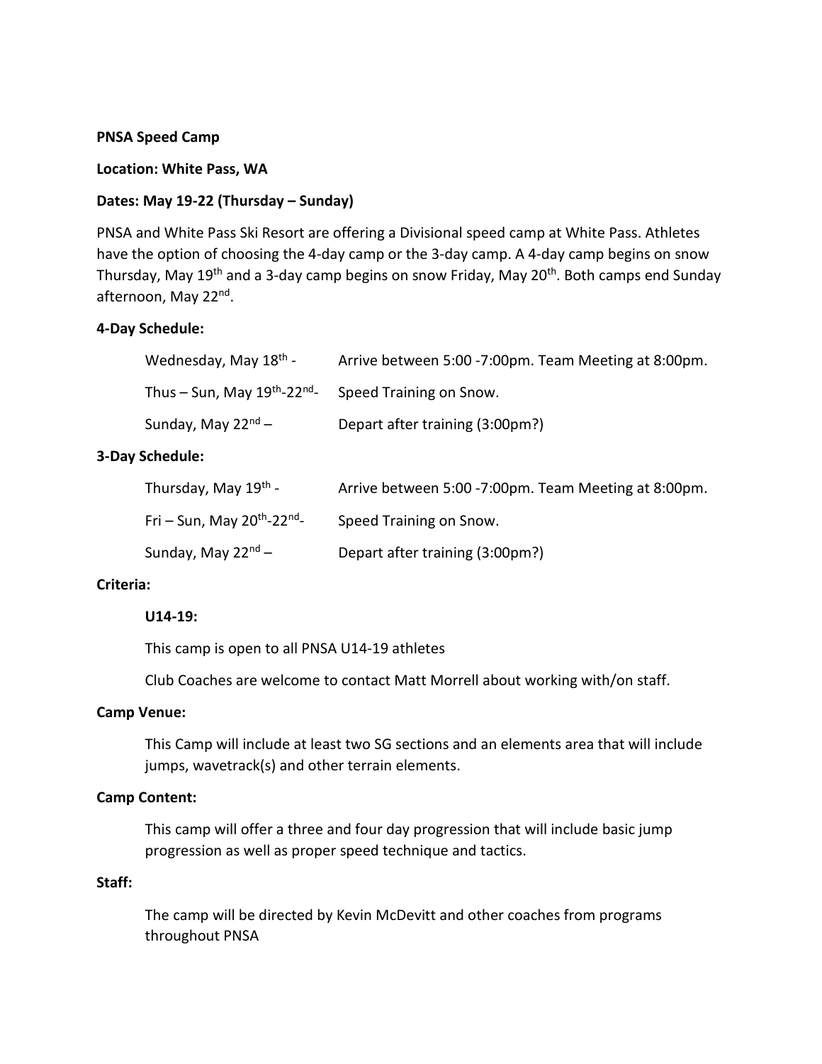**PNSA Speed Camp**

**Location: White Pass, WA**

**Dates: May 19-22 (Thursday – Sunday)**

PNSA and White Pass Ski Resort are offering a Divisional speed camp at White Pass. Athletes have the option of choosing the 4-day camp or the 3-day camp. A 4-day camp begins on snow Thursday, May 19th and a 3-day camp begins on snow Friday, May 20th. Both camps end Sunday afternoon, May 22nd.

**4-Day Schedule:**

| | |
|---|---|
| Wednesday, May 18th - | Arrive between 5:00 -7:00pm. Team Meeting at 8:00pm. |
| Thus – Sun, May 19th-22nd- | Speed Training on Snow. |
| Sunday, May 22nd – | Depart after training (3:00pm?) |

**3-Day Schedule:**

| | |
|---|---|
| Thursday, May 19th - | Arrive between 5:00 -7:00pm. Team Meeting at 8:00pm. |
| Fri – Sun, May 20th-22nd- | Speed Training on Snow. |
| Sunday, May 22nd – | Depart after training (3:00pm?) |

**Criteria:**

**U14-19:**

This camp is open to all PNSA U14-19 athletes

Club Coaches are welcome to contact Matt Morrell about working with/on staff.

**Camp Venue:**

This Camp will include at least two SG sections and an elements area that will include jumps, wavetrack(s) and other terrain elements.

**Camp Content:**

This camp will offer a three and four day progression that will include basic jump progression as well as proper speed technique and tactics.

**Staff:**

The camp will be directed by Kevin McDevitt and other coaches from programs throughout PNSA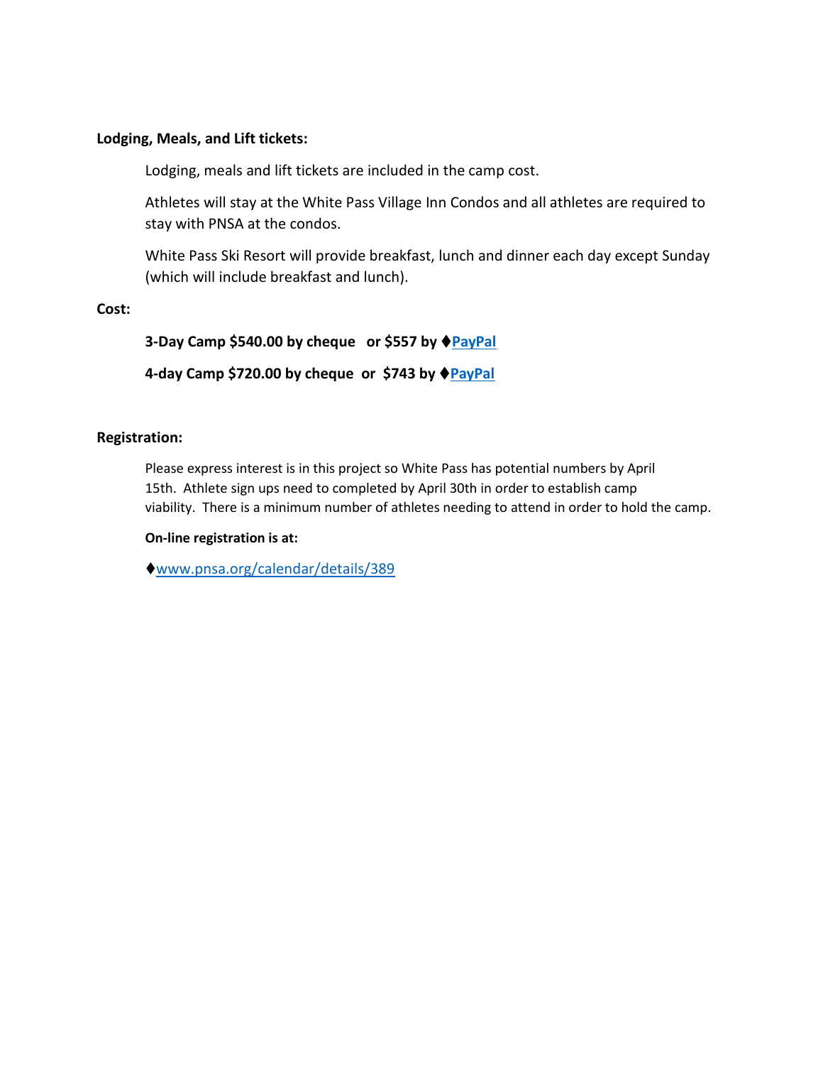**Lodging, Meals, and Lift tickets:**

Lodging, meals and lift tickets are included in the camp cost.

Athletes will stay at the White Pass Village Inn Condos and all athletes are required to stay with PNSA at the condos.

White Pass Ski Resort will provide breakfast, lunch and dinner each day except Sunday (which will include breakfast and lunch).

**Cost:**

**3-Day Camp $540.00 by cheque or $557 by ♦PayPal**

**4-day Camp $720.00 by cheque or $743 by ♦PayPal**

**Registration:**

Please express interest is in this project so White Pass has potential numbers by April 15th. Athlete sign ups need to completed by April 30th in order to establish camp viability. There is a minimum number of athletes needing to attend in order to hold the camp.

**On-line registration is at:**

♦www.pnsa.org/calendar/details/389